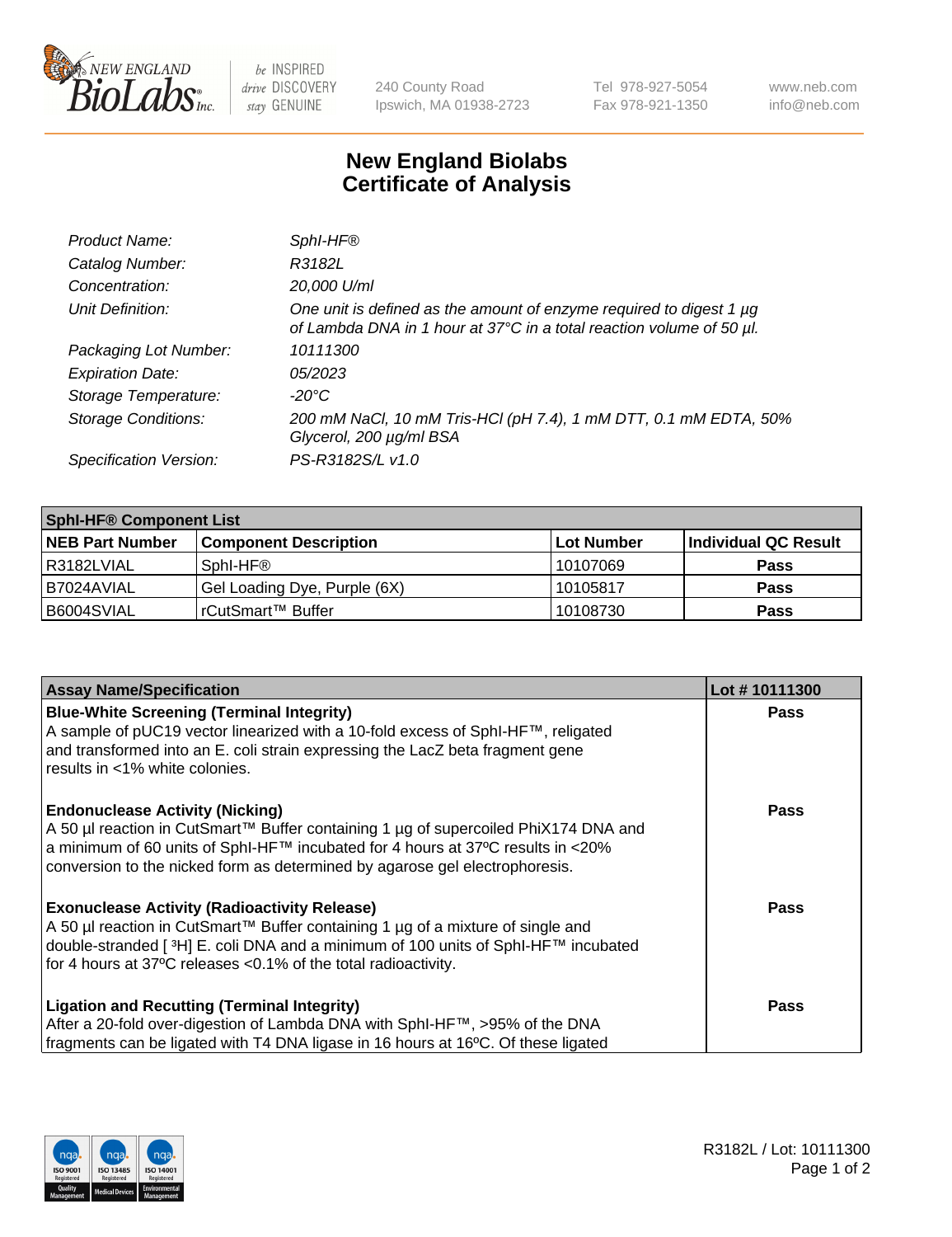# New England Biolabs Certificate of Analysis

| | |
|---|---|
| *Product Name:* | *SphI-HF®* |
| *Catalog Number:* | *R3182L* |
| *Concentration:* | *20,000 U/ml* |
| *Unit Definition:* | *One unit is defined as the amount of enzyme required to digest 1 µg of Lambda DNA in 1 hour at 37°C in a total reaction volume of 50 µl.* |
| *Packaging Lot Number:* | *10111300* |
| *Expiration Date:* | *05/2023* |
| *Storage Temperature:* | *-20°C* |
| *Storage Conditions:* | *200 mM NaCl, 10 mM Tris-HCl (pH 7.4), 1 mM DTT, 0.1 mM EDTA, 50% Glycerol, 200 µg/ml BSA* |
| *Specification Version:* | *PS-R3182S/L v1.0* |

| **SphI-HF® Component List** | | | |
|---|---|---|---|
| **NEB Part Number** | **Component Description** | **Lot Number** | **Individual QC Result** |
| R3182LVIAL | SphI-HF® | 10107069 | **Pass** |
| B7024AVIAL | Gel Loading Dye, Purple (6X) | 10105817 | **Pass** |
| B6004SVIAL | rCutSmart™ Buffer | 10108730 | **Pass** |

| **Assay Name/Specification** | **Lot # 10111300** |
|---|---|
| **Blue-White Screening (Terminal Integrity)** A sample of pUC19 vector linearized with a 10-fold excess of SphI-HF™, religated and transformed into an E. coli strain expressing the LacZ beta fragment gene results in <1% white colonies. | **Pass** |
| **Endonuclease Activity (Nicking)** A 50 µl reaction in CutSmart™ Buffer containing 1 µg of supercoiled PhiX174 DNA and a minimum of 60 units of SphI-HF™ incubated for 4 hours at 37ºC results in <20% conversion to the nicked form as determined by agarose gel electrophoresis. | **Pass** |
| **Exonuclease Activity (Radioactivity Release)** A 50 µl reaction in CutSmart™ Buffer containing 1 µg of a mixture of single and double-stranded [ $^{3}$H] E. coli DNA and a minimum of 100 units of SphI-HF™ incubated for 4 hours at 37ºC releases <0.1% of the total radioactivity. | **Pass** |
| **Ligation and Recutting (Terminal Integrity)** After a 20-fold over-digestion of Lambda DNA with SphI-HF™, >95% of the DNA fragments can be ligated with T4 DNA ligase in 16 hours at 16ºC. Of these ligated | **Pass** |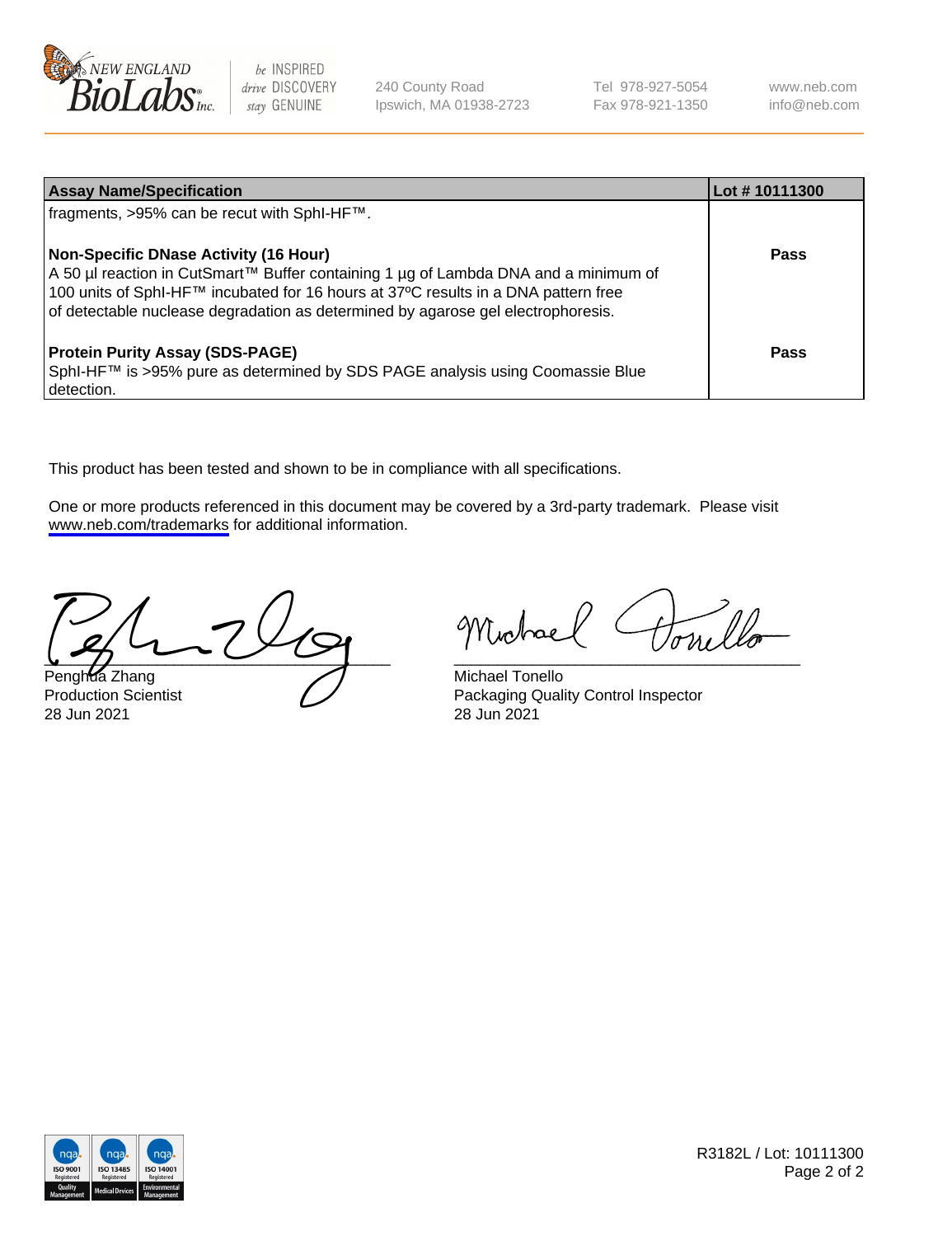| Assay Name/Specification | Lot # 10111300 |
| --- | --- |
| fragments, >95% can be recut with SphI-HF™. | |
| **Non-Specific DNase Activity (16 Hour)**<br>A 50 µl reaction in CutSmart™ Buffer containing 1 µg of Lambda DNA and a minimum of 100 units of SphI-HF™ incubated for 16 hours at 37ºC results in a DNA pattern free of detectable nuclease degradation as determined by agarose gel electrophoresis. | **Pass** |
| **Protein Purity Assay (SDS-PAGE)**<br>SphI-HF™ is >95% pure as determined by SDS PAGE analysis using Coomassie Blue detection. | **Pass** |

This product has been tested and shown to be in compliance with all specifications.

One or more products referenced in this document may be covered by a 3rd-party trademark. Please visit www.neb.com/trademarks for additional information.

Penghua Zhang
Production Scientist
28 Jun 2021

Michael Tonello
Packaging Quality Control Inspector
28 Jun 2021

R3182L / Lot: 10111300